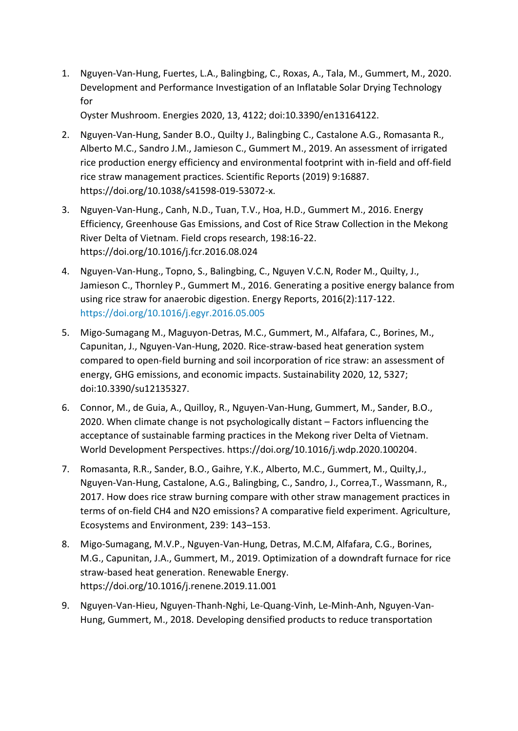1. Nguyen-Van-Hung, Fuertes, L.A., Balingbing, C., Roxas, A., Tala, M., Gummert, M., 2020. Development and Performance Investigation of an Inflatable Solar Drying Technology for
   Oyster Mushroom. Energies 2020, 13, 4122; doi:10.3390/en13164122.

2. Nguyen-Van-Hung, Sander B.O., Quilty J., Balingbing C., Castalone A.G., Romasanta R., Alberto M.C., Sandro J.M., Jamieson C., Gummert M., 2019. An assessment of irrigated rice production energy efficiency and environmental footprint with in-field and off-field rice straw management practices. Scientific Reports (2019) 9:16887. https://doi.org/10.1038/s41598-019-53072-x.

3. Nguyen-Van-Hung., Canh, N.D., Tuan, T.V., Hoa, H.D., Gummert M., 2016. Energy Efficiency, Greenhouse Gas Emissions, and Cost of Rice Straw Collection in the Mekong River Delta of Vietnam. Field crops research, 198:16-22. https://doi.org/10.1016/j.fcr.2016.08.024

4. Nguyen-Van-Hung., Topno, S., Balingbing, C., Nguyen V.C.N, Roder M., Quilty, J., Jamieson C., Thornley P., Gummert M., 2016. Generating a positive energy balance from using rice straw for anaerobic digestion. Energy Reports, 2016(2):117-122. https://doi.org/10.1016/j.egyr.2016.05.005

5. Migo-Sumagang M., Maguyon-Detras, M.C., Gummert, M., Alfafara, C., Borines, M., Capunitan, J., Nguyen-Van-Hung, 2020. Rice-straw-based heat generation system compared to open-field burning and soil incorporation of rice straw: an assessment of energy, GHG emissions, and economic impacts. Sustainability 2020, 12, 5327; doi:10.3390/su12135327.

6. Connor, M., de Guia, A., Quilloy, R., Nguyen-Van-Hung, Gummert, M., Sander, B.O., 2020. When climate change is not psychologically distant – Factors influencing the acceptance of sustainable farming practices in the Mekong river Delta of Vietnam. World Development Perspectives. https://doi.org/10.1016/j.wdp.2020.100204.

7. Romasanta, R.R., Sander, B.O., Gaihre, Y.K., Alberto, M.C., Gummert, M., Quilty,J., Nguyen-Van-Hung, Castalone, A.G., Balingbing, C., Sandro, J., Correa,T., Wassmann, R., 2017. How does rice straw burning compare with other straw management practices in terms of on-field $CH_4$ and $N_2O$ emissions? A comparative field experiment. Agriculture, Ecosystems and Environment, 239: 143–153.

8. Migo-Sumagang, M.V.P., Nguyen-Van-Hung, Detras, M.C.M, Alfafara, C.G., Borines, M.G., Capunitan, J.A., Gummert, M., 2019. Optimization of a downdraft furnace for rice straw-based heat generation. Renewable Energy. https://doi.org/10.1016/j.renene.2019.11.001

9. Nguyen-Van-Hieu, Nguyen-Thanh-Nghi, Le-Quang-Vinh, Le-Minh-Anh, Nguyen-Van-Hung, Gummert, M., 2018. Developing densified products to reduce transportation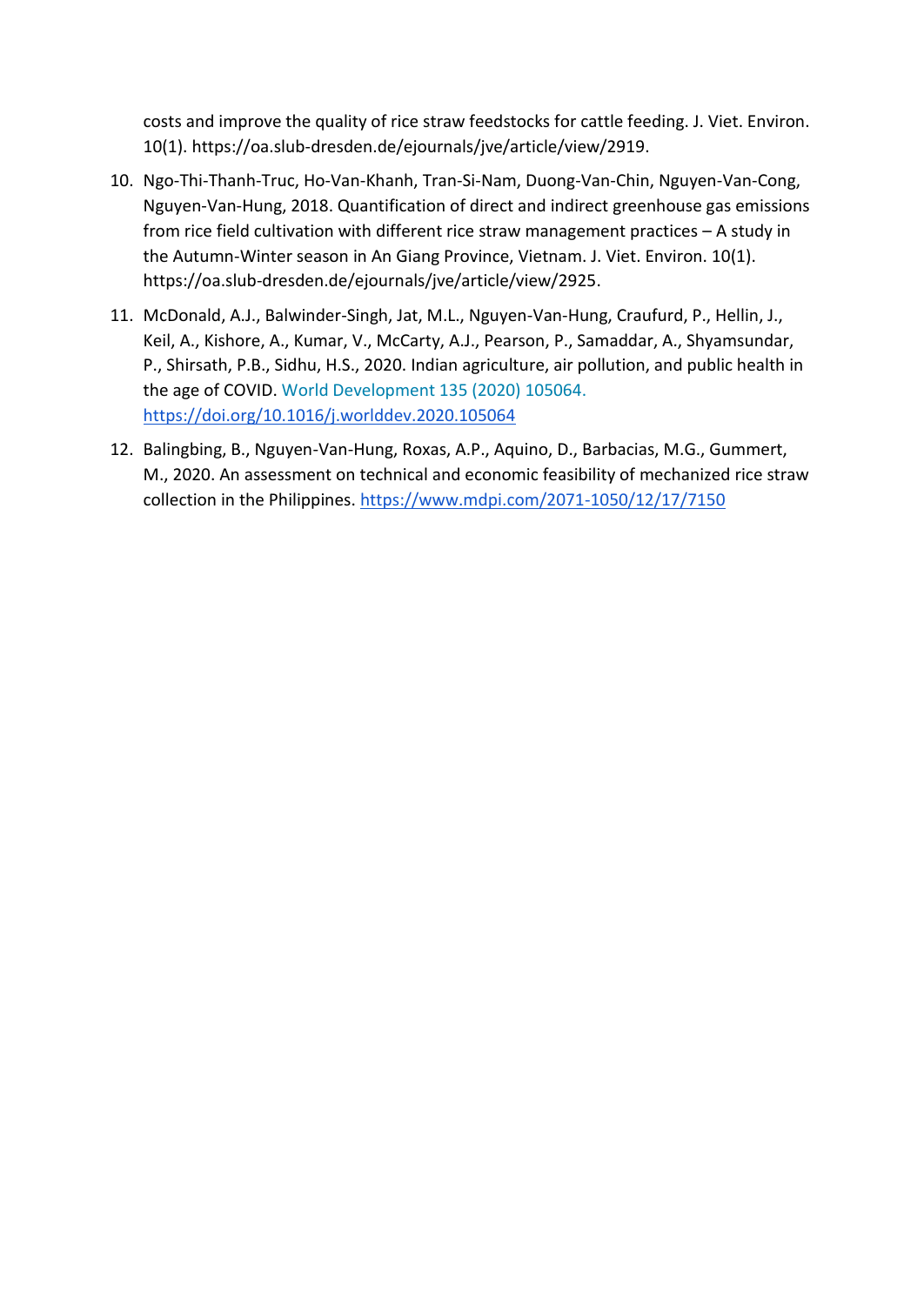costs and improve the quality of rice straw feedstocks for cattle feeding. J. Viet. Environ. 10(1). https://oa.slub-dresden.de/ejournals/jve/article/view/2919.

10. Ngo-Thi-Thanh-Truc, Ho-Van-Khanh, Tran-Si-Nam, Duong-Van-Chin, Nguyen-Van-Cong, Nguyen-Van-Hung, 2018. Quantification of direct and indirect greenhouse gas emissions from rice field cultivation with different rice straw management practices – A study in the Autumn-Winter season in An Giang Province, Vietnam. J. Viet. Environ. 10(1). https://oa.slub-dresden.de/ejournals/jve/article/view/2925.

11. McDonald, A.J., Balwinder-Singh, Jat, M.L., Nguyen-Van-Hung, Craufurd, P., Hellin, J., Keil, A., Kishore, A., Kumar, V., McCarty, A.J., Pearson, P., Samaddar, A., Shyamsundar, P., Shirsath, P.B., Sidhu, H.S., 2020. Indian agriculture, air pollution, and public health in the age of COVID. World Development 135 (2020) 105064. https://doi.org/10.1016/j.worlddev.2020.105064

12. Balingbing, B., Nguyen-Van-Hung, Roxas, A.P., Aquino, D., Barbacias, M.G., Gummert, M., 2020. An assessment on technical and economic feasibility of mechanized rice straw collection in the Philippines. https://www.mdpi.com/2071-1050/12/17/7150